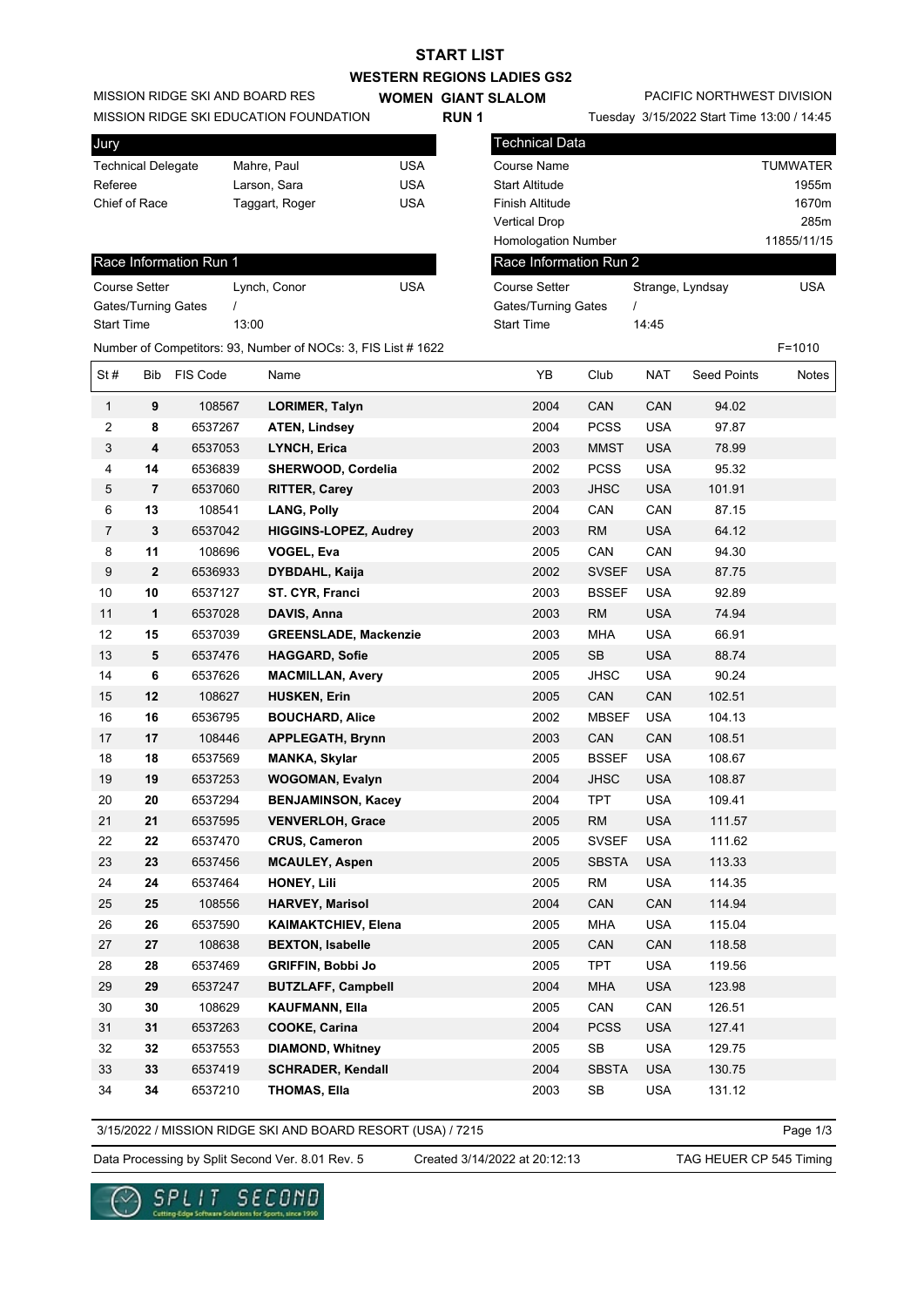# START LIST

## WESTERN REGIONS LADIES GS2

MISSION RIDGE SKI AND BOARD RES
MISSION RIDGE SKI EDUCATION FOUNDATION

**WOMEN GIANT SLALOM**
**RUN 1**

PACIFIC NORTHWEST DIVISION
Tuesday 3/15/2022 Start Time 13:00 / 14:45

| Jury | | |
|---|---|---|
| Technical Delegate | Mahre, Paul | USA |
| Referee | Larson, Sara | USA |
| Chief of Race | Taggart, Roger | USA |

| Technical Data | |
|---|---|
| Course Name | TUMWATER |
| Start Altitude | 1955m |
| Finish Altitude | 1670m |
| Vertical Drop | 285m |
| Homologation Number | 11855/11/15 |

| Race Information Run 1 | | |
|---|---|---|
| Course Setter | Lynch, Conor | USA |
| Gates/Turning Gates | / | |
| Start Time | 13:00 | |

| Race Information Run 2 | | |
|---|---|---|
| Course Setter | Strange, Lyndsay | USA |
| Gates/Turning Gates | / | |
| Start Time | 14:45 | |

Number of Competitors: 93, Number of NOCs: 3, FIS List # 1622

F=1010

| St # | Bib | FIS Code | Name | YB | Club | NAT | Seed Points | Notes |
|---|---|---|---|---|---|---|---|---|
| 1 | 9 | 108567 | **LORIMER, Talyn** | 2004 | CAN | CAN | 94.02 | |
| 2 | 8 | 6537267 | **ATEN, Lindsey** | 2004 | PCSS | USA | 97.87 | |
| 3 | 4 | 6537053 | **LYNCH, Erica** | 2003 | MMST | USA | 78.99 | |
| 4 | 14 | 6536839 | **SHERWOOD, Cordelia** | 2002 | PCSS | USA | 95.32 | |
| 5 | 7 | 6537060 | **RITTER, Carey** | 2003 | JHSC | USA | 101.91 | |
| 6 | 13 | 108541 | **LANG, Polly** | 2004 | CAN | CAN | 87.15 | |
| 7 | 3 | 6537042 | **HIGGINS-LOPEZ, Audrey** | 2003 | RM | USA | 64.12 | |
| 8 | 11 | 108696 | **VOGEL, Eva** | 2005 | CAN | CAN | 94.30 | |
| 9 | 2 | 6536933 | **DYBDAHL, Kaija** | 2002 | SVSEF | USA | 87.75 | |
| 10 | 10 | 6537127 | **ST. CYR, Franci** | 2003 | BSSEF | USA | 92.89 | |
| 11 | 1 | 6537028 | **DAVIS, Anna** | 2003 | RM | USA | 74.94 | |
| 12 | 15 | 6537039 | **GREENSLADE, Mackenzie** | 2003 | MHA | USA | 66.91 | |
| 13 | 5 | 6537476 | **HAGGARD, Sofie** | 2005 | SB | USA | 88.74 | |
| 14 | 6 | 6537626 | **MACMILLAN, Avery** | 2005 | JHSC | USA | 90.24 | |
| 15 | 12 | 108627 | **HUSKEN, Erin** | 2005 | CAN | CAN | 102.51 | |
| 16 | 16 | 6536795 | **BOUCHARD, Alice** | 2002 | MBSEF | USA | 104.13 | |
| 17 | 17 | 108446 | **APPLEGATH, Brynn** | 2003 | CAN | CAN | 108.51 | |
| 18 | 18 | 6537569 | **MANKA, Skylar** | 2005 | BSSEF | USA | 108.67 | |
| 19 | 19 | 6537253 | **WOGOMAN, Evalyn** | 2004 | JHSC | USA | 108.87 | |
| 20 | 20 | 6537294 | **BENJAMINSON, Kacey** | 2004 | TPT | USA | 109.41 | |
| 21 | 21 | 6537595 | **VENVERLOH, Grace** | 2005 | RM | USA | 111.57 | |
| 22 | 22 | 6537470 | **CRUS, Cameron** | 2005 | SVSEF | USA | 111.62 | |
| 23 | 23 | 6537456 | **MCAULEY, Aspen** | 2005 | SBSTA | USA | 113.33 | |
| 24 | 24 | 6537464 | **HONEY, Lili** | 2005 | RM | USA | 114.35 | |
| 25 | 25 | 108556 | **HARVEY, Marisol** | 2004 | CAN | CAN | 114.94 | |
| 26 | 26 | 6537590 | **KAIMAKTCHIEV, Elena** | 2005 | MHA | USA | 115.04 | |
| 27 | 27 | 108638 | **BEXTON, Isabelle** | 2005 | CAN | CAN | 118.58 | |
| 28 | 28 | 6537469 | **GRIFFIN, Bobbi Jo** | 2005 | TPT | USA | 119.56 | |
| 29 | 29 | 6537247 | **BUTZLAFF, Campbell** | 2004 | MHA | USA | 123.98 | |
| 30 | 30 | 108629 | **KAUFMANN, Ella** | 2005 | CAN | CAN | 126.51 | |
| 31 | 31 | 6537263 | **COOKE, Carina** | 2004 | PCSS | USA | 127.41 | |
| 32 | 32 | 6537553 | **DIAMOND, Whitney** | 2005 | SB | USA | 129.75 | |
| 33 | 33 | 6537419 | **SCHRADER, Kendall** | 2004 | SBSTA | USA | 130.75 | |
| 34 | 34 | 6537210 | **THOMAS, Ella** | 2003 | SB | USA | 131.12 | |

3/15/2022 / MISSION RIDGE SKI AND BOARD RESORT (USA) / 7215

Data Processing by Split Second Ver. 8.01 Rev. 5 — Created 3/14/2022 at 20:12:13 — TAG HEUER CP 545 Timing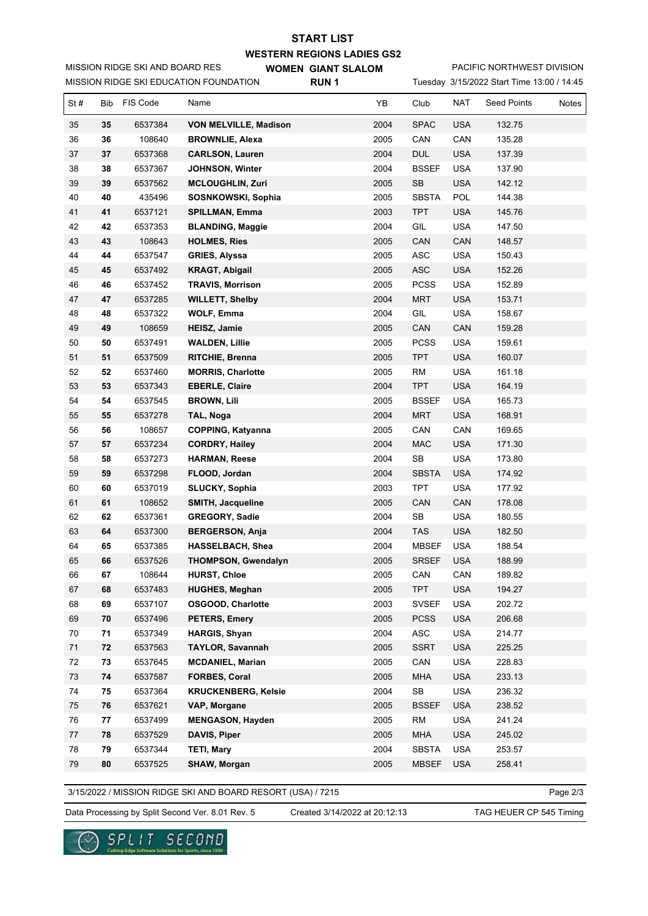# START LIST

## WESTERN REGIONS LADIES GS2

MISSION RIDGE SKI AND BOARD RES

MISSION RIDGE SKI EDUCATION FOUNDATION

**WOMEN GIANT SLALOM**

**RUN 1**

PACIFIC NORTHWEST DIVISION

Tuesday 3/15/2022 Start Time 13:00 / 14:45

| St # | Bib | FIS Code | Name | YB | Club | NAT | Seed Points | Notes |
|---|---|---|---|---|---|---|---|---|
| 35 | **35** | 6537384 | **VON MELVILLE, Madison** | 2004 | SPAC | USA | 132.75 | |
| 36 | **36** | 108640 | **BROWNLIE, Alexa** | 2005 | CAN | CAN | 135.28 | |
| 37 | **37** | 6537368 | **CARLSON, Lauren** | 2004 | DUL | USA | 137.39 | |
| 38 | **38** | 6537367 | **JOHNSON, Winter** | 2004 | BSSEF | USA | 137.90 | |
| 39 | **39** | 6537562 | **MCLOUGHLIN, Zuri** | 2005 | SB | USA | 142.12 | |
| 40 | **40** | 435496 | **SOSNKOWSKI, Sophia** | 2005 | SBSTA | POL | 144.38 | |
| 41 | **41** | 6537121 | **SPILLMAN, Emma** | 2003 | TPT | USA | 145.76 | |
| 42 | **42** | 6537353 | **BLANDING, Maggie** | 2004 | GIL | USA | 147.50 | |
| 43 | **43** | 108643 | **HOLMES, Ries** | 2005 | CAN | CAN | 148.57 | |
| 44 | **44** | 6537547 | **GRIES, Alyssa** | 2005 | ASC | USA | 150.43 | |
| 45 | **45** | 6537492 | **KRAGT, Abigail** | 2005 | ASC | USA | 152.26 | |
| 46 | **46** | 6537452 | **TRAVIS, Morrison** | 2005 | PCSS | USA | 152.89 | |
| 47 | **47** | 6537285 | **WILLETT, Shelby** | 2004 | MRT | USA | 153.71 | |
| 48 | **48** | 6537322 | **WOLF, Emma** | 2004 | GIL | USA | 158.67 | |
| 49 | **49** | 108659 | **HEISZ, Jamie** | 2005 | CAN | CAN | 159.28 | |
| 50 | **50** | 6537491 | **WALDEN, Lillie** | 2005 | PCSS | USA | 159.61 | |
| 51 | **51** | 6537509 | **RITCHIE, Brenna** | 2005 | TPT | USA | 160.07 | |
| 52 | **52** | 6537460 | **MORRIS, Charlotte** | 2005 | RM | USA | 161.18 | |
| 53 | **53** | 6537343 | **EBERLE, Claire** | 2004 | TPT | USA | 164.19 | |
| 54 | **54** | 6537545 | **BROWN, Lili** | 2005 | BSSEF | USA | 165.73 | |
| 55 | **55** | 6537278 | **TAL, Noga** | 2004 | MRT | USA | 168.91 | |
| 56 | **56** | 108657 | **COPPING, Katyanna** | 2005 | CAN | CAN | 169.65 | |
| 57 | **57** | 6537234 | **CORDRY, Hailey** | 2004 | MAC | USA | 171.30 | |
| 58 | **58** | 6537273 | **HARMAN, Reese** | 2004 | SB | USA | 173.80 | |
| 59 | **59** | 6537298 | **FLOOD, Jordan** | 2004 | SBSTA | USA | 174.92 | |
| 60 | **60** | 6537019 | **SLUCKY, Sophia** | 2003 | TPT | USA | 177.92 | |
| 61 | **61** | 108652 | **SMITH, Jacqueline** | 2005 | CAN | CAN | 178.08 | |
| 62 | **62** | 6537361 | **GREGORY, Sadie** | 2004 | SB | USA | 180.55 | |
| 63 | **64** | 6537300 | **BERGERSON, Anja** | 2004 | TAS | USA | 182.50 | |
| 64 | **65** | 6537385 | **HASSELBACH, Shea** | 2004 | MBSEF | USA | 188.54 | |
| 65 | **66** | 6537526 | **THOMPSON, Gwendalyn** | 2005 | SRSEF | USA | 188.99 | |
| 66 | **67** | 108644 | **HURST, Chloe** | 2005 | CAN | CAN | 189.82 | |
| 67 | **68** | 6537483 | **HUGHES, Meghan** | 2005 | TPT | USA | 194.27 | |
| 68 | **69** | 6537107 | **OSGOOD, Charlotte** | 2003 | SVSEF | USA | 202.72 | |
| 69 | **70** | 6537496 | **PETERS, Emery** | 2005 | PCSS | USA | 206.68 | |
| 70 | **71** | 6537349 | **HARGIS, Shyan** | 2004 | ASC | USA | 214.77 | |
| 71 | **72** | 6537563 | **TAYLOR, Savannah** | 2005 | SSRT | USA | 225.25 | |
| 72 | **73** | 6537645 | **MCDANIEL, Marian** | 2005 | CAN | USA | 228.83 | |
| 73 | **74** | 6537587 | **FORBES, Coral** | 2005 | MHA | USA | 233.13 | |
| 74 | **75** | 6537364 | **KRUCKENBERG, Kelsie** | 2004 | SB | USA | 236.32 | |
| 75 | **76** | 6537621 | **VAP, Morgane** | 2005 | BSSEF | USA | 238.52 | |
| 76 | **77** | 6537499 | **MENGASON, Hayden** | 2005 | RM | USA | 241.24 | |
| 77 | **78** | 6537529 | **DAVIS, Piper** | 2005 | MHA | USA | 245.02 | |
| 78 | **79** | 6537344 | **TETI, Mary** | 2004 | SBSTA | USA | 253.57 | |
| 79 | **80** | 6537525 | **SHAW, Morgan** | 2005 | MBSEF | USA | 258.41 | |

3/15/2022 / MISSION RIDGE SKI AND BOARD RESORT (USA) / 7215

Data Processing by Split Second Ver. 8.01 Rev. 5    Created 3/14/2022 at 20:12:13    TAG HEUER CP 545 Timing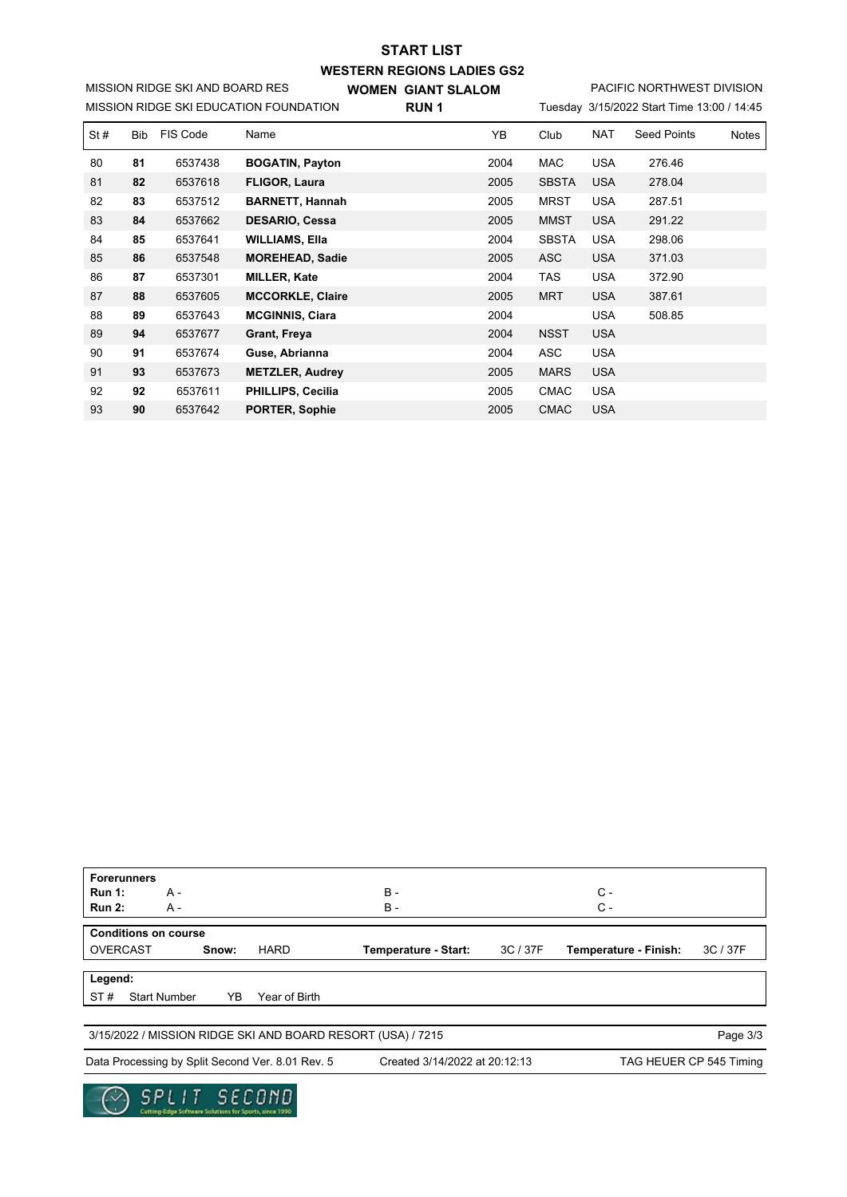# START LIST

## WESTERN REGIONS LADIES GS2

MISSION RIDGE SKI AND BOARD RES

MISSION RIDGE SKI EDUCATION FOUNDATION

**WOMEN GIANT SLALOM**

**RUN 1**

PACIFIC NORTHWEST DIVISION

Tuesday 3/15/2022 Start Time 13:00 / 14:45

| St # | Bib | FIS Code | Name | YB | Club | NAT | Seed Points | Notes |
|---|---|---|---|---|---|---|---|---|
| 80 | **81** | 6537438 | **BOGATIN, Payton** | 2004 | MAC | USA | 276.46 | |
| 81 | **82** | 6537618 | **FLIGOR, Laura** | 2005 | SBSTA | USA | 278.04 | |
| 82 | **83** | 6537512 | **BARNETT, Hannah** | 2005 | MRST | USA | 287.51 | |
| 83 | **84** | 6537662 | **DESARIO, Cessa** | 2005 | MMST | USA | 291.22 | |
| 84 | **85** | 6537641 | **WILLIAMS, Ella** | 2004 | SBSTA | USA | 298.06 | |
| 85 | **86** | 6537548 | **MOREHEAD, Sadie** | 2005 | ASC | USA | 371.03 | |
| 86 | **87** | 6537301 | **MILLER, Kate** | 2004 | TAS | USA | 372.90 | |
| 87 | **88** | 6537605 | **MCCORKLE, Claire** | 2005 | MRT | USA | 387.61 | |
| 88 | **89** | 6537643 | **MCGINNIS, Ciara** | 2004 | | USA | 508.85 | |
| 89 | **94** | 6537677 | **Grant, Freya** | 2004 | NSST | USA | | |
| 90 | **91** | 6537674 | **Guse, Abrianna** | 2004 | ASC | USA | | |
| 91 | **93** | 6537673 | **METZLER, Audrey** | 2005 | MARS | USA | | |
| 92 | **92** | 6537611 | **PHILLIPS, Cecilia** | 2005 | CMAC | USA | | |
| 93 | **90** | 6537642 | **PORTER, Sophie** | 2005 | CMAC | USA | | |

| **Forerunners** | | | |
|---|---|---|---|
| **Run 1:** | A - | B - | C - |
| **Run 2:** | A - | B - | C - |

| **Conditions on course** | | | | | | |
|---|---|---|---|---|---|---|
| OVERCAST | **Snow:** | HARD | **Temperature - Start:** | 3C / 37F | **Temperature - Finish:** | 3C / 37F |

| **Legend:** | | | |
|---|---|---|---|
| ST # | Start Number | YB | Year of Birth |

3/15/2022 / MISSION RIDGE SKI AND BOARD RESORT (USA) / 7215

Data Processing by Split Second Ver. 8.01 Rev. 5 — Created 3/14/2022 at 20:12:13 — TAG HEUER CP 545 Timing